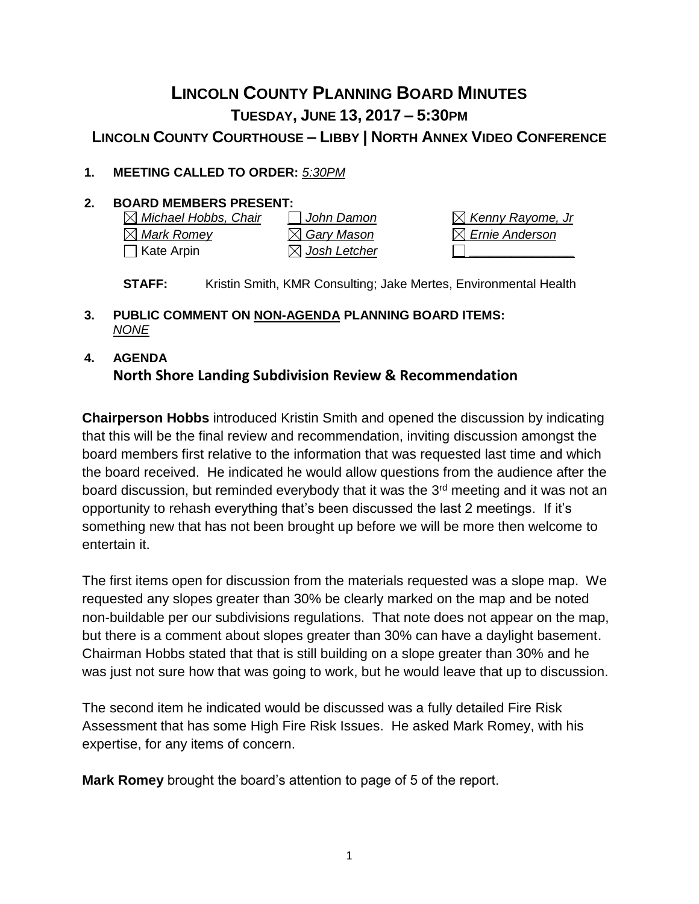# LINCOLN COUNTY PLANNING BOARD MINUTES

## TUESDAY, JUNE 13, 2017 – 5:30PM

## LINCOLN COUNTY COURTHOUSE – LIBBY | NORTH ANNEX VIDEO CONFERENCE

**1. MEETING CALLED TO ORDER:** *5:30PM*

**2. BOARD MEMBERS PRESENT:**

| | | |
|---|---|---|
| ☒ *Michael Hobbs, Chair* | ☐ *John Damon* | ☒ *Kenny Rayome, Jr* |
| ☒ *Mark Romey* | ☒ *Gary Mason* | ☒ *Ernie Anderson* |
| ☐ Kate Arpin | ☒ *Josh Letcher* | ☐ ______________ |

**STAFF:** Kristin Smith, KMR Consulting; Jake Mertes, Environmental Health

**3. PUBLIC COMMENT ON NON-AGENDA PLANNING BOARD ITEMS:**
*NONE*

**4. AGENDA**

**North Shore Landing Subdivision Review & Recommendation**

**Chairperson Hobbs** introduced Kristin Smith and opened the discussion by indicating that this will be the final review and recommendation, inviting discussion amongst the board members first relative to the information that was requested last time and which the board received. He indicated he would allow questions from the audience after the board discussion, but reminded everybody that it was the 3rd meeting and it was not an opportunity to rehash everything that's been discussed the last 2 meetings. If it's something new that has not been brought up before we will be more then welcome to entertain it.

The first items open for discussion from the materials requested was a slope map. We requested any slopes greater than 30% be clearly marked on the map and be noted non-buildable per our subdivisions regulations. That note does not appear on the map, but there is a comment about slopes greater than 30% can have a daylight basement. Chairman Hobbs stated that that is still building on a slope greater than 30% and he was just not sure how that was going to work, but he would leave that up to discussion.

The second item he indicated would be discussed was a fully detailed Fire Risk Assessment that has some High Fire Risk Issues. He asked Mark Romey, with his expertise, for any items of concern.

**Mark Romey** brought the board's attention to page of 5 of the report.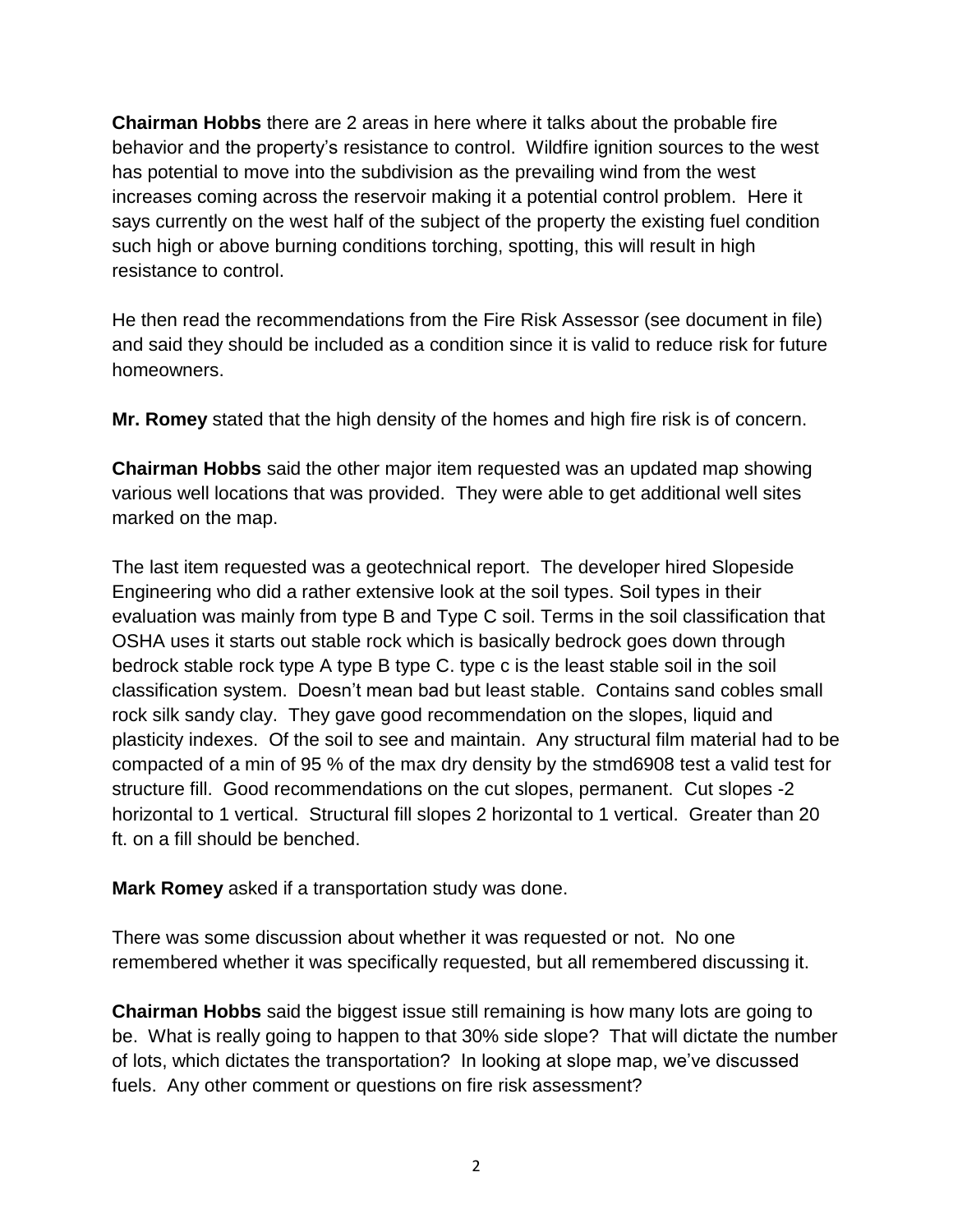**Chairman Hobbs** there are 2 areas in here where it talks about the probable fire behavior and the property's resistance to control. Wildfire ignition sources to the west has potential to move into the subdivision as the prevailing wind from the west increases coming across the reservoir making it a potential control problem. Here it says currently on the west half of the subject of the property the existing fuel condition such high or above burning conditions torching, spotting, this will result in high resistance to control.

He then read the recommendations from the Fire Risk Assessor (see document in file) and said they should be included as a condition since it is valid to reduce risk for future homeowners.

**Mr. Romey** stated that the high density of the homes and high fire risk is of concern.

**Chairman Hobbs** said the other major item requested was an updated map showing various well locations that was provided. They were able to get additional well sites marked on the map.

The last item requested was a geotechnical report. The developer hired Slopeside Engineering who did a rather extensive look at the soil types. Soil types in their evaluation was mainly from type B and Type C soil. Terms in the soil classification that OSHA uses it starts out stable rock which is basically bedrock goes down through bedrock stable rock type A type B type C. type c is the least stable soil in the soil classification system. Doesn't mean bad but least stable. Contains sand cobles small rock silk sandy clay. They gave good recommendation on the slopes, liquid and plasticity indexes. Of the soil to see and maintain. Any structural film material had to be compacted of a min of 95 % of the max dry density by the stmd6908 test a valid test for structure fill. Good recommendations on the cut slopes, permanent. Cut slopes -2 horizontal to 1 vertical. Structural fill slopes 2 horizontal to 1 vertical. Greater than 20 ft. on a fill should be benched.

**Mark Romey** asked if a transportation study was done.

There was some discussion about whether it was requested or not. No one remembered whether it was specifically requested, but all remembered discussing it.

**Chairman Hobbs** said the biggest issue still remaining is how many lots are going to be. What is really going to happen to that 30% side slope? That will dictate the number of lots, which dictates the transportation? In looking at slope map, we've discussed fuels. Any other comment or questions on fire risk assessment?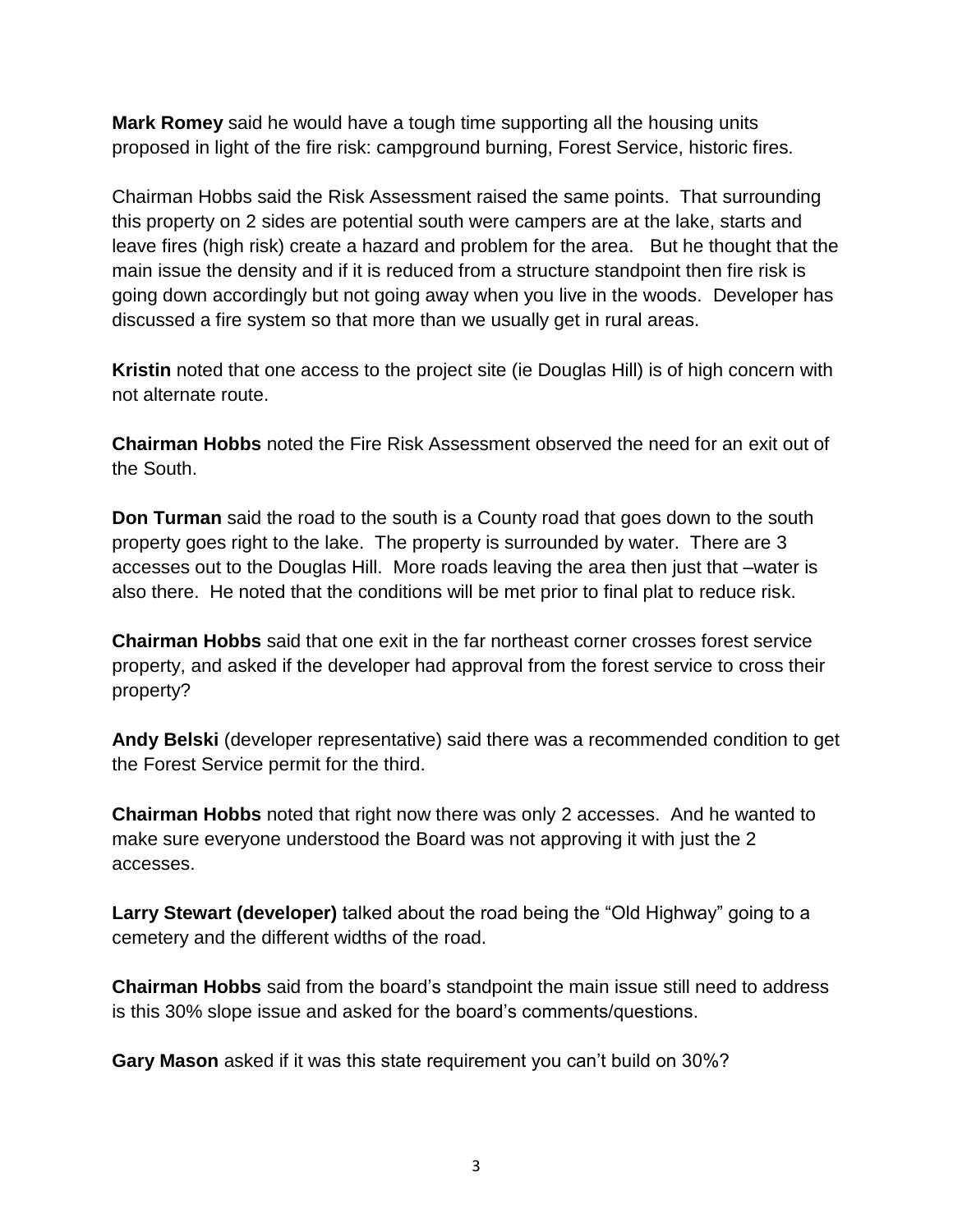**Mark Romey** said he would have a tough time supporting all the housing units proposed in light of the fire risk: campground burning, Forest Service, historic fires.

Chairman Hobbs said the Risk Assessment raised the same points. That surrounding this property on 2 sides are potential south were campers are at the lake, starts and leave fires (high risk) create a hazard and problem for the area. But he thought that the main issue the density and if it is reduced from a structure standpoint then fire risk is going down accordingly but not going away when you live in the woods. Developer has discussed a fire system so that more than we usually get in rural areas.

**Kristin** noted that one access to the project site (ie Douglas Hill) is of high concern with not alternate route.

**Chairman Hobbs** noted the Fire Risk Assessment observed the need for an exit out of the South.

**Don Turman** said the road to the south is a County road that goes down to the south property goes right to the lake. The property is surrounded by water. There are 3 accesses out to the Douglas Hill. More roads leaving the area then just that –water is also there. He noted that the conditions will be met prior to final plat to reduce risk.

**Chairman Hobbs** said that one exit in the far northeast corner crosses forest service property, and asked if the developer had approval from the forest service to cross their property?

**Andy Belski** (developer representative) said there was a recommended condition to get the Forest Service permit for the third.

**Chairman Hobbs** noted that right now there was only 2 accesses. And he wanted to make sure everyone understood the Board was not approving it with just the 2 accesses.

**Larry Stewart (developer)** talked about the road being the "Old Highway" going to a cemetery and the different widths of the road.

**Chairman Hobbs** said from the board's standpoint the main issue still need to address is this 30% slope issue and asked for the board's comments/questions.

**Gary Mason** asked if it was this state requirement you can't build on 30%?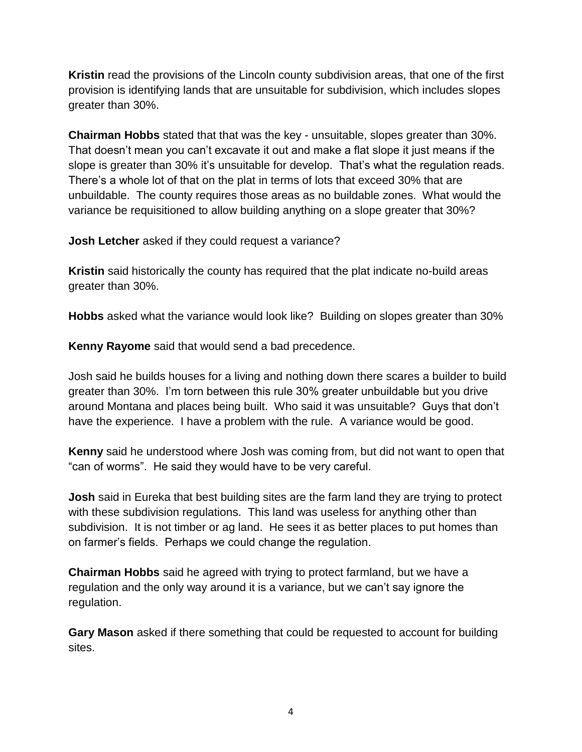**Kristin** read the provisions of the Lincoln county subdivision areas, that one of the first provision is identifying lands that are unsuitable for subdivision, which includes slopes greater than 30%.

**Chairman Hobbs** stated that that was the key - unsuitable, slopes greater than 30%. That doesn't mean you can't excavate it out and make a flat slope it just means if the slope is greater than 30% it's unsuitable for develop. That's what the regulation reads. There's a whole lot of that on the plat in terms of lots that exceed 30% that are unbuildable. The county requires those areas as no buildable zones. What would the variance be requisitioned to allow building anything on a slope greater that 30%?

**Josh Letcher** asked if they could request a variance?

**Kristin** said historically the county has required that the plat indicate no-build areas greater than 30%.

**Hobbs** asked what the variance would look like? Building on slopes greater than 30%

**Kenny Rayome** said that would send a bad precedence.

Josh said he builds houses for a living and nothing down there scares a builder to build greater than 30%. I'm torn between this rule 30% greater unbuildable but you drive around Montana and places being built. Who said it was unsuitable? Guys that don't have the experience. I have a problem with the rule. A variance would be good.

**Kenny** said he understood where Josh was coming from, but did not want to open that "can of worms". He said they would have to be very careful.

**Josh** said in Eureka that best building sites are the farm land they are trying to protect with these subdivision regulations. This land was useless for anything other than subdivision. It is not timber or ag land. He sees it as better places to put homes than on farmer's fields. Perhaps we could change the regulation.

**Chairman Hobbs** said he agreed with trying to protect farmland, but we have a regulation and the only way around it is a variance, but we can't say ignore the regulation.

**Gary Mason** asked if there something that could be requested to account for building sites.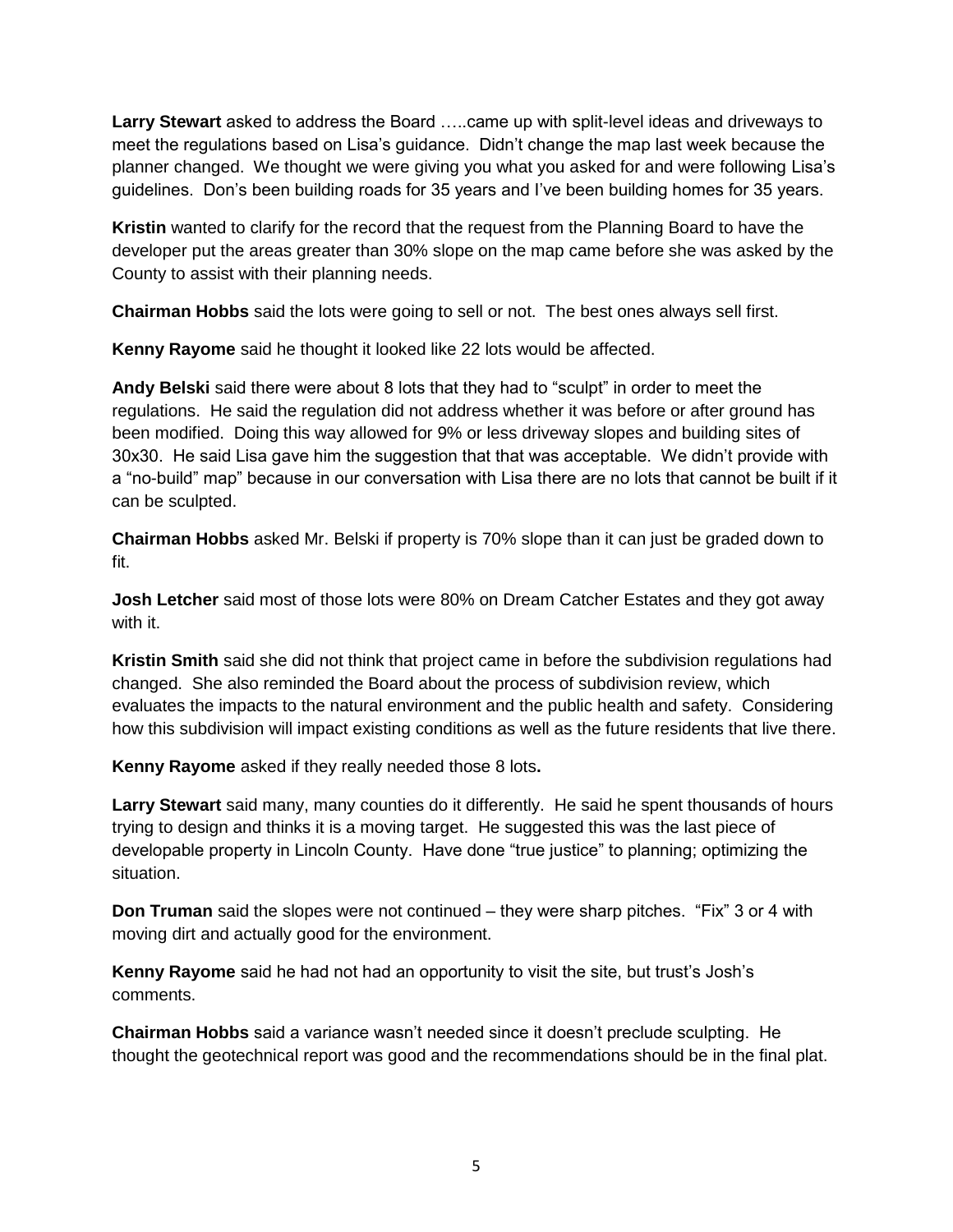**Larry Stewart** asked to address the Board …..came up with split-level ideas and driveways to meet the regulations based on Lisa's guidance. Didn't change the map last week because the planner changed. We thought we were giving you what you asked for and were following Lisa's guidelines. Don's been building roads for 35 years and I've been building homes for 35 years.

**Kristin** wanted to clarify for the record that the request from the Planning Board to have the developer put the areas greater than 30% slope on the map came before she was asked by the County to assist with their planning needs.

**Chairman Hobbs** said the lots were going to sell or not. The best ones always sell first.

**Kenny Rayome** said he thought it looked like 22 lots would be affected.

**Andy Belski** said there were about 8 lots that they had to "sculpt" in order to meet the regulations. He said the regulation did not address whether it was before or after ground has been modified. Doing this way allowed for 9% or less driveway slopes and building sites of 30x30. He said Lisa gave him the suggestion that that was acceptable. We didn't provide with a "no-build" map" because in our conversation with Lisa there are no lots that cannot be built if it can be sculpted.

**Chairman Hobbs** asked Mr. Belski if property is 70% slope than it can just be graded down to fit.

**Josh Letcher** said most of those lots were 80% on Dream Catcher Estates and they got away with it.

**Kristin Smith** said she did not think that project came in before the subdivision regulations had changed. She also reminded the Board about the process of subdivision review, which evaluates the impacts to the natural environment and the public health and safety. Considering how this subdivision will impact existing conditions as well as the future residents that live there.

**Kenny Rayome** asked if they really needed those 8 lots**.**

**Larry Stewart** said many, many counties do it differently. He said he spent thousands of hours trying to design and thinks it is a moving target. He suggested this was the last piece of developable property in Lincoln County. Have done "true justice" to planning; optimizing the situation.

**Don Truman** said the slopes were not continued – they were sharp pitches. "Fix" 3 or 4 with moving dirt and actually good for the environment.

**Kenny Rayome** said he had not had an opportunity to visit the site, but trust's Josh's comments.

**Chairman Hobbs** said a variance wasn't needed since it doesn't preclude sculpting. He thought the geotechnical report was good and the recommendations should be in the final plat.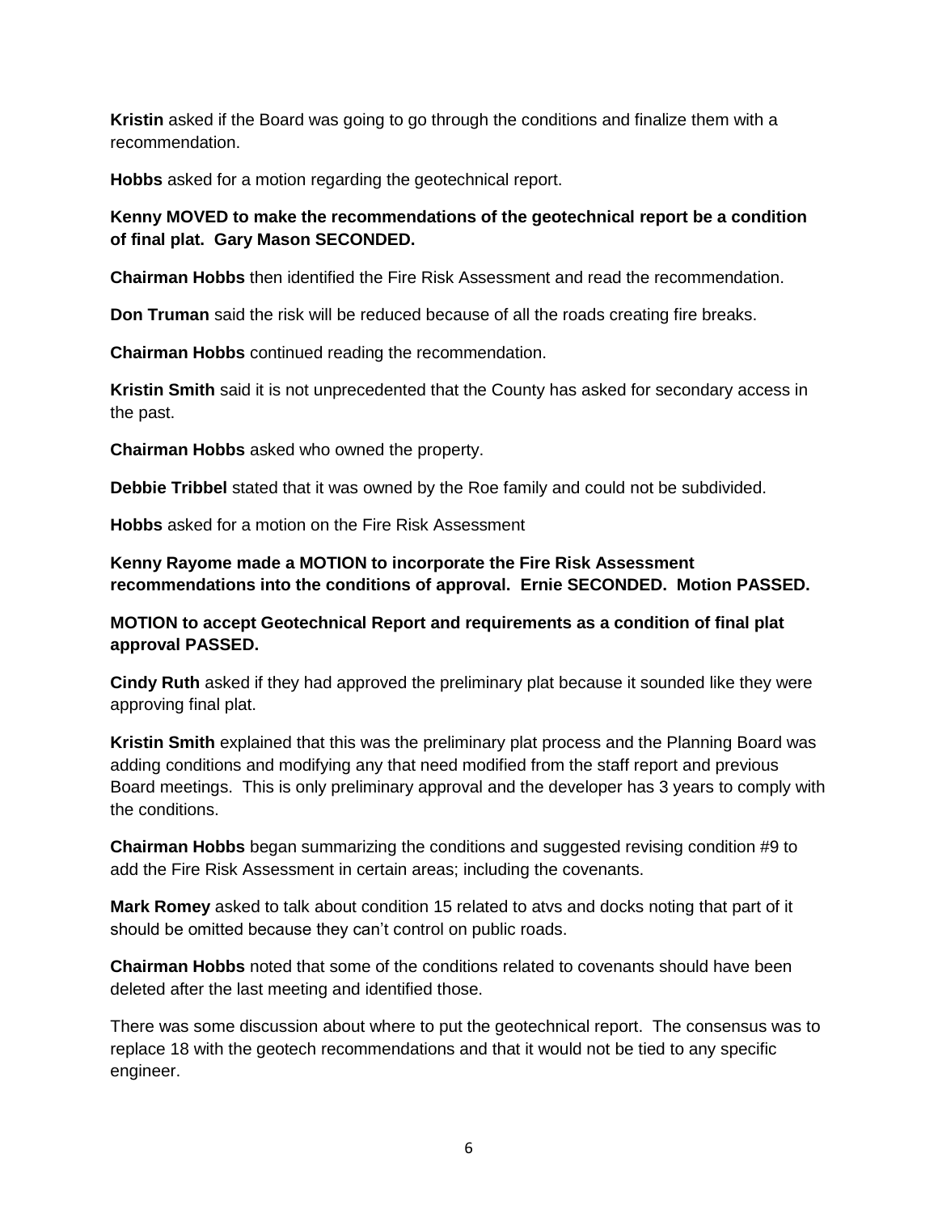**Kristin** asked if the Board was going to go through the conditions and finalize them with a recommendation.

**Hobbs** asked for a motion regarding the geotechnical report.

**Kenny MOVED to make the recommendations of the geotechnical report be a condition of final plat. Gary Mason SECONDED.**

**Chairman Hobbs** then identified the Fire Risk Assessment and read the recommendation.

**Don Truman** said the risk will be reduced because of all the roads creating fire breaks.

**Chairman Hobbs** continued reading the recommendation.

**Kristin Smith** said it is not unprecedented that the County has asked for secondary access in the past.

**Chairman Hobbs** asked who owned the property.

**Debbie Tribbel** stated that it was owned by the Roe family and could not be subdivided.

**Hobbs** asked for a motion on the Fire Risk Assessment

**Kenny Rayome made a MOTION to incorporate the Fire Risk Assessment recommendations into the conditions of approval. Ernie SECONDED. Motion PASSED.**

**MOTION to accept Geotechnical Report and requirements as a condition of final plat approval PASSED.**

**Cindy Ruth** asked if they had approved the preliminary plat because it sounded like they were approving final plat.

**Kristin Smith** explained that this was the preliminary plat process and the Planning Board was adding conditions and modifying any that need modified from the staff report and previous Board meetings. This is only preliminary approval and the developer has 3 years to comply with the conditions.

**Chairman Hobbs** began summarizing the conditions and suggested revising condition #9 to add the Fire Risk Assessment in certain areas; including the covenants.

**Mark Romey** asked to talk about condition 15 related to atvs and docks noting that part of it should be omitted because they can't control on public roads.

**Chairman Hobbs** noted that some of the conditions related to covenants should have been deleted after the last meeting and identified those.

There was some discussion about where to put the geotechnical report. The consensus was to replace 18 with the geotech recommendations and that it would not be tied to any specific engineer.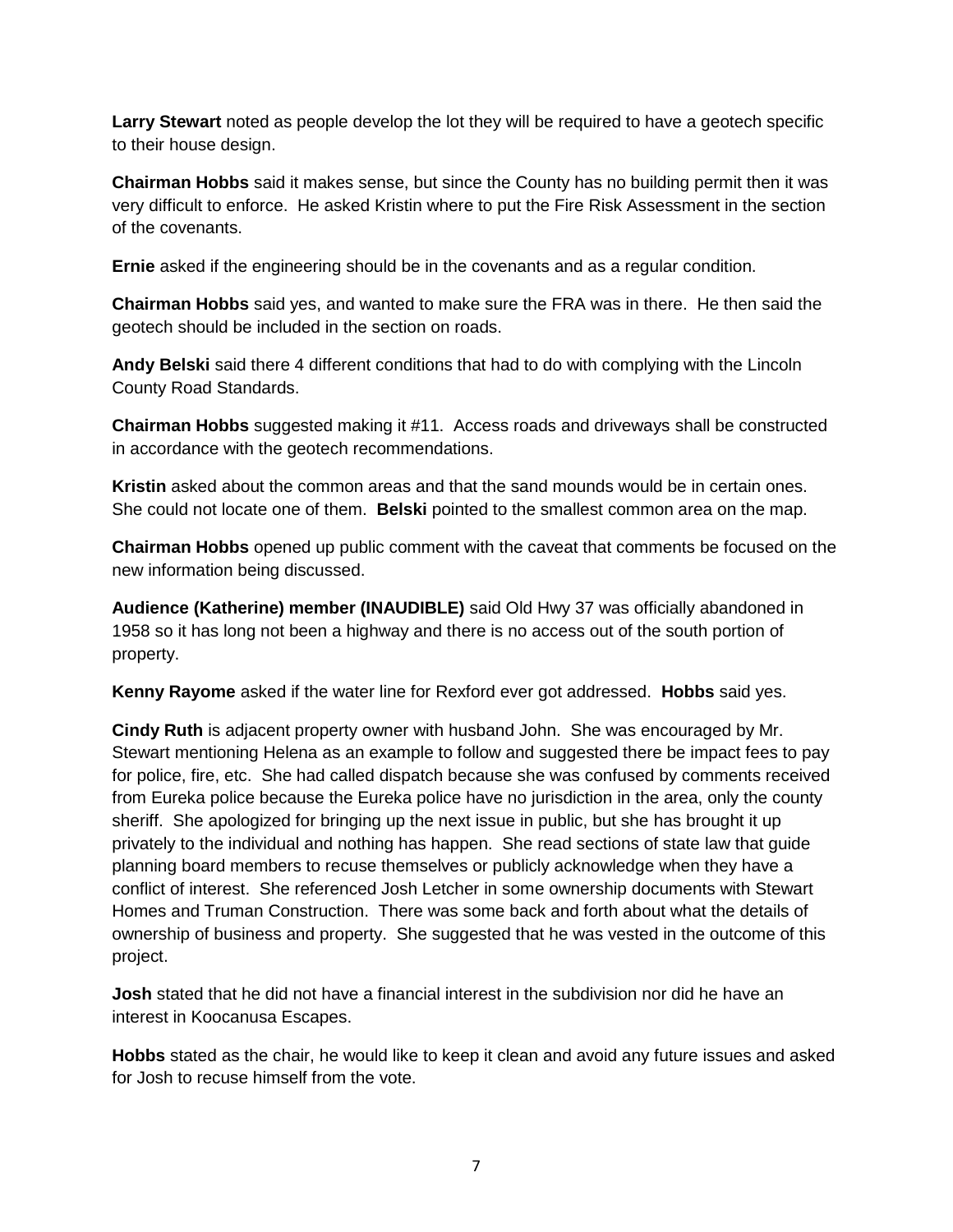**Larry Stewart** noted as people develop the lot they will be required to have a geotech specific to their house design.

**Chairman Hobbs** said it makes sense, but since the County has no building permit then it was very difficult to enforce. He asked Kristin where to put the Fire Risk Assessment in the section of the covenants.

**Ernie** asked if the engineering should be in the covenants and as a regular condition.

**Chairman Hobbs** said yes, and wanted to make sure the FRA was in there. He then said the geotech should be included in the section on roads.

**Andy Belski** said there 4 different conditions that had to do with complying with the Lincoln County Road Standards.

**Chairman Hobbs** suggested making it #11. Access roads and driveways shall be constructed in accordance with the geotech recommendations.

**Kristin** asked about the common areas and that the sand mounds would be in certain ones. She could not locate one of them. **Belski** pointed to the smallest common area on the map.

**Chairman Hobbs** opened up public comment with the caveat that comments be focused on the new information being discussed.

**Audience (Katherine) member (INAUDIBLE)** said Old Hwy 37 was officially abandoned in 1958 so it has long not been a highway and there is no access out of the south portion of property.

**Kenny Rayome** asked if the water line for Rexford ever got addressed. **Hobbs** said yes.

**Cindy Ruth** is adjacent property owner with husband John. She was encouraged by Mr. Stewart mentioning Helena as an example to follow and suggested there be impact fees to pay for police, fire, etc. She had called dispatch because she was confused by comments received from Eureka police because the Eureka police have no jurisdiction in the area, only the county sheriff. She apologized for bringing up the next issue in public, but she has brought it up privately to the individual and nothing has happen. She read sections of state law that guide planning board members to recuse themselves or publicly acknowledge when they have a conflict of interest. She referenced Josh Letcher in some ownership documents with Stewart Homes and Truman Construction. There was some back and forth about what the details of ownership of business and property. She suggested that he was vested in the outcome of this project.

**Josh** stated that he did not have a financial interest in the subdivision nor did he have an interest in Koocanusa Escapes.

**Hobbs** stated as the chair, he would like to keep it clean and avoid any future issues and asked for Josh to recuse himself from the vote.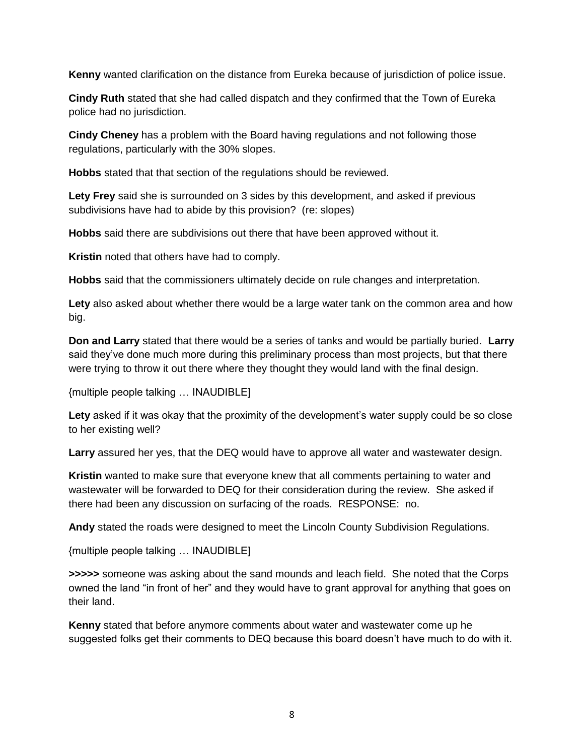**Kenny** wanted clarification on the distance from Eureka because of jurisdiction of police issue.

**Cindy Ruth** stated that she had called dispatch and they confirmed that the Town of Eureka police had no jurisdiction.

**Cindy Cheney** has a problem with the Board having regulations and not following those regulations, particularly with the 30% slopes.

**Hobbs** stated that that section of the regulations should be reviewed.

**Lety Frey** said she is surrounded on 3 sides by this development, and asked if previous subdivisions have had to abide by this provision? (re: slopes)

**Hobbs** said there are subdivisions out there that have been approved without it.

**Kristin** noted that others have had to comply.

**Hobbs** said that the commissioners ultimately decide on rule changes and interpretation.

**Lety** also asked about whether there would be a large water tank on the common area and how big.

**Don and Larry** stated that there would be a series of tanks and would be partially buried. **Larry** said they've done much more during this preliminary process than most projects, but that there were trying to throw it out there where they thought they would land with the final design.

{multiple people talking … INAUDIBLE]

**Lety** asked if it was okay that the proximity of the development's water supply could be so close to her existing well?

**Larry** assured her yes, that the DEQ would have to approve all water and wastewater design.

**Kristin** wanted to make sure that everyone knew that all comments pertaining to water and wastewater will be forwarded to DEQ for their consideration during the review. She asked if there had been any discussion on surfacing of the roads. RESPONSE: no.

**Andy** stated the roads were designed to meet the Lincoln County Subdivision Regulations.

{multiple people talking … INAUDIBLE]

**>>>>>** someone was asking about the sand mounds and leach field. She noted that the Corps owned the land "in front of her" and they would have to grant approval for anything that goes on their land.

**Kenny** stated that before anymore comments about water and wastewater come up he suggested folks get their comments to DEQ because this board doesn't have much to do with it.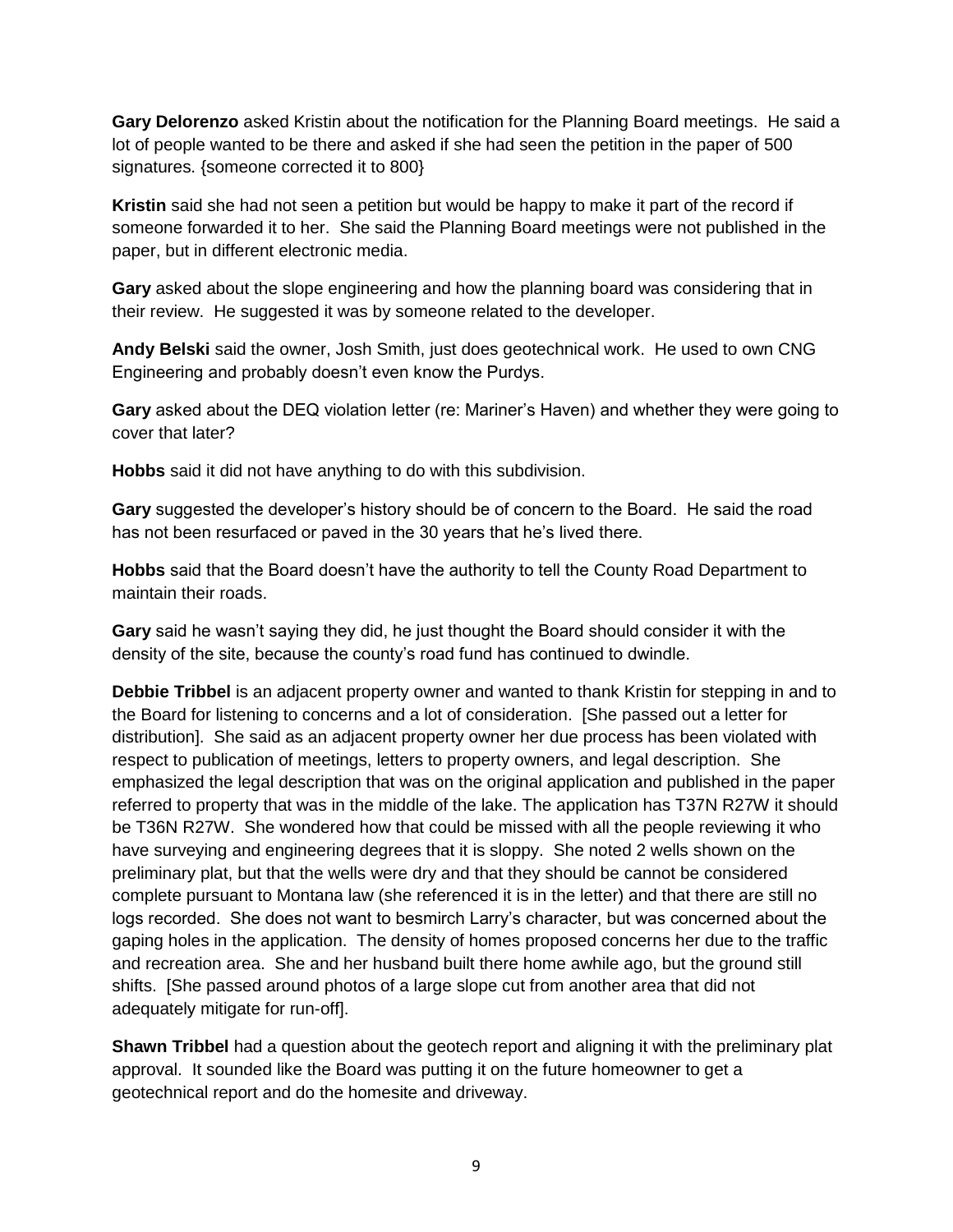**Gary Delorenzo** asked Kristin about the notification for the Planning Board meetings. He said a lot of people wanted to be there and asked if she had seen the petition in the paper of 500 signatures. {someone corrected it to 800}

**Kristin** said she had not seen a petition but would be happy to make it part of the record if someone forwarded it to her. She said the Planning Board meetings were not published in the paper, but in different electronic media.

**Gary** asked about the slope engineering and how the planning board was considering that in their review. He suggested it was by someone related to the developer.

**Andy Belski** said the owner, Josh Smith, just does geotechnical work. He used to own CNG Engineering and probably doesn't even know the Purdys.

**Gary** asked about the DEQ violation letter (re: Mariner's Haven) and whether they were going to cover that later?

**Hobbs** said it did not have anything to do with this subdivision.

**Gary** suggested the developer's history should be of concern to the Board. He said the road has not been resurfaced or paved in the 30 years that he's lived there.

**Hobbs** said that the Board doesn't have the authority to tell the County Road Department to maintain their roads.

**Gary** said he wasn't saying they did, he just thought the Board should consider it with the density of the site, because the county's road fund has continued to dwindle.

**Debbie Tribbel** is an adjacent property owner and wanted to thank Kristin for stepping in and to the Board for listening to concerns and a lot of consideration. [She passed out a letter for distribution]. She said as an adjacent property owner her due process has been violated with respect to publication of meetings, letters to property owners, and legal description. She emphasized the legal description that was on the original application and published in the paper referred to property that was in the middle of the lake. The application has T37N R27W it should be T36N R27W. She wondered how that could be missed with all the people reviewing it who have surveying and engineering degrees that it is sloppy. She noted 2 wells shown on the preliminary plat, but that the wells were dry and that they should be cannot be considered complete pursuant to Montana law (she referenced it is in the letter) and that there are still no logs recorded. She does not want to besmirch Larry's character, but was concerned about the gaping holes in the application. The density of homes proposed concerns her due to the traffic and recreation area. She and her husband built there home awhile ago, but the ground still shifts. [She passed around photos of a large slope cut from another area that did not adequately mitigate for run-off].

**Shawn Tribbel** had a question about the geotech report and aligning it with the preliminary plat approval. It sounded like the Board was putting it on the future homeowner to get a geotechnical report and do the homesite and driveway.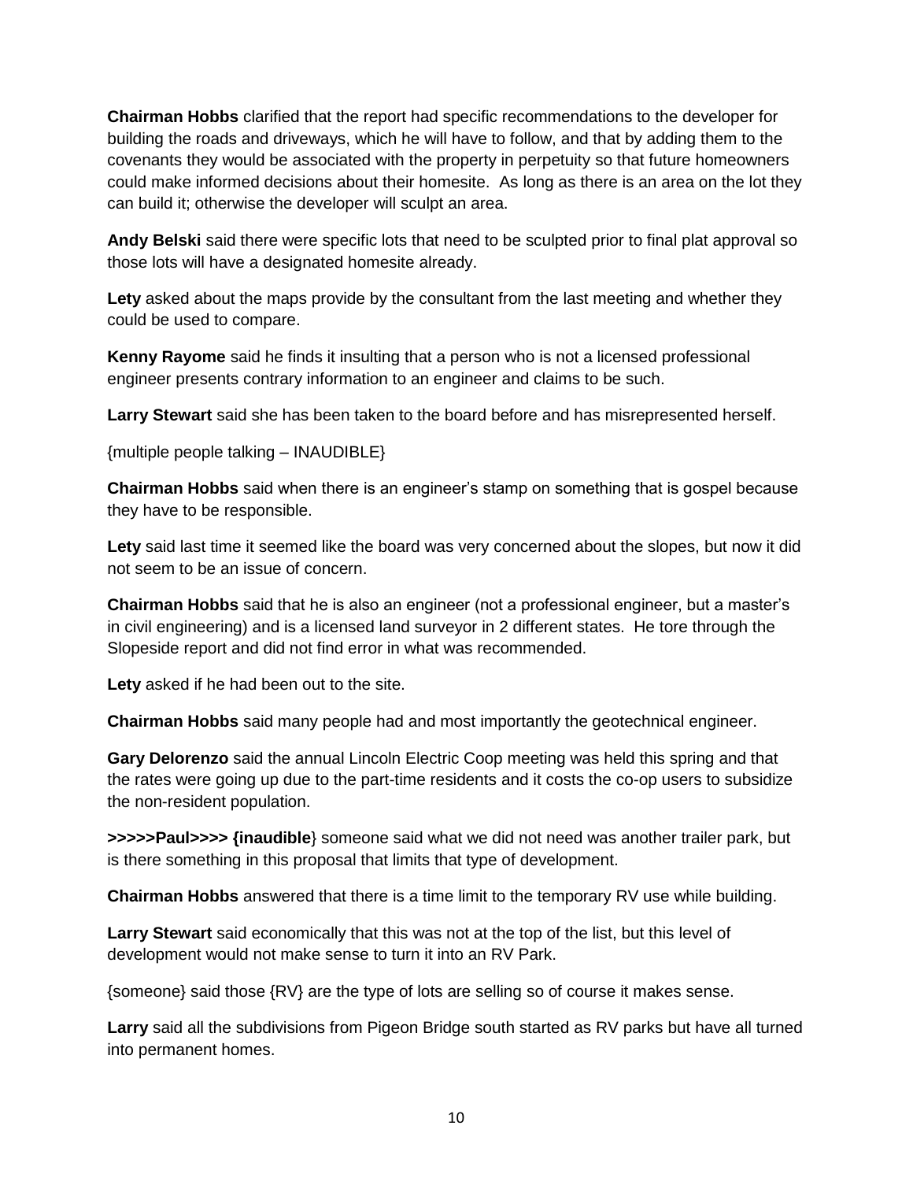**Chairman Hobbs** clarified that the report had specific recommendations to the developer for building the roads and driveways, which he will have to follow, and that by adding them to the covenants they would be associated with the property in perpetuity so that future homeowners could make informed decisions about their homesite. As long as there is an area on the lot they can build it; otherwise the developer will sculpt an area.

**Andy Belski** said there were specific lots that need to be sculpted prior to final plat approval so those lots will have a designated homesite already.

**Lety** asked about the maps provide by the consultant from the last meeting and whether they could be used to compare.

**Kenny Rayome** said he finds it insulting that a person who is not a licensed professional engineer presents contrary information to an engineer and claims to be such.

**Larry Stewart** said she has been taken to the board before and has misrepresented herself.

{multiple people talking – INAUDIBLE}

**Chairman Hobbs** said when there is an engineer's stamp on something that is gospel because they have to be responsible.

**Lety** said last time it seemed like the board was very concerned about the slopes, but now it did not seem to be an issue of concern.

**Chairman Hobbs** said that he is also an engineer (not a professional engineer, but a master's in civil engineering) and is a licensed land surveyor in 2 different states. He tore through the Slopeside report and did not find error in what was recommended.

**Lety** asked if he had been out to the site.

**Chairman Hobbs** said many people had and most importantly the geotechnical engineer.

**Gary Delorenzo** said the annual Lincoln Electric Coop meeting was held this spring and that the rates were going up due to the part-time residents and it costs the co-op users to subsidize the non-resident population.

**>>>>>Paul>>>> {inaudible**} someone said what we did not need was another trailer park, but is there something in this proposal that limits that type of development.

**Chairman Hobbs** answered that there is a time limit to the temporary RV use while building.

**Larry Stewart** said economically that this was not at the top of the list, but this level of development would not make sense to turn it into an RV Park.

{someone} said those {RV} are the type of lots are selling so of course it makes sense.

**Larry** said all the subdivisions from Pigeon Bridge south started as RV parks but have all turned into permanent homes.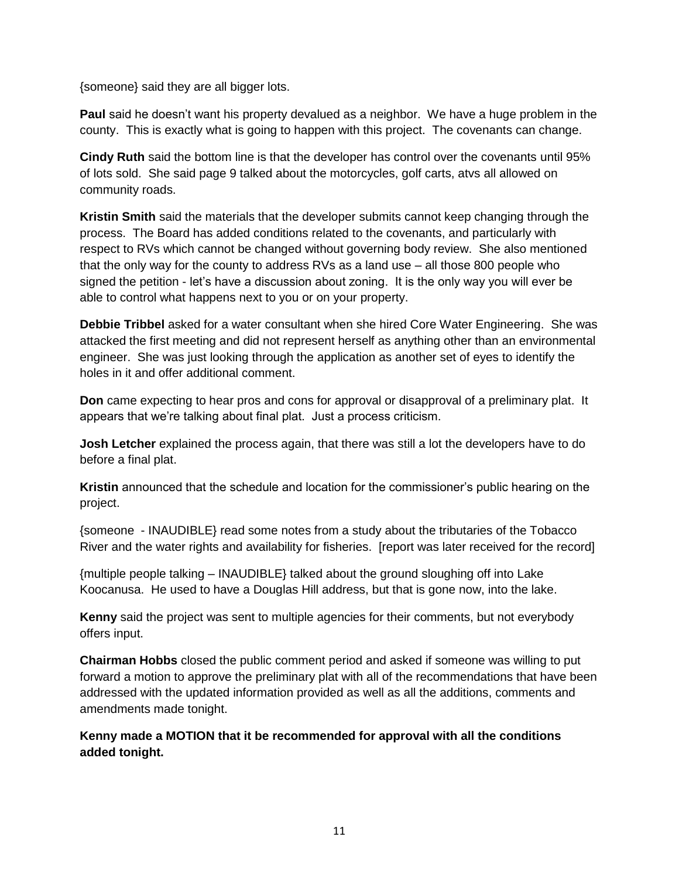{someone} said they are all bigger lots.

**Paul** said he doesn't want his property devalued as a neighbor. We have a huge problem in the county. This is exactly what is going to happen with this project. The covenants can change.

**Cindy Ruth** said the bottom line is that the developer has control over the covenants until 95% of lots sold. She said page 9 talked about the motorcycles, golf carts, atvs all allowed on community roads.

**Kristin Smith** said the materials that the developer submits cannot keep changing through the process. The Board has added conditions related to the covenants, and particularly with respect to RVs which cannot be changed without governing body review. She also mentioned that the only way for the county to address RVs as a land use – all those 800 people who signed the petition - let's have a discussion about zoning. It is the only way you will ever be able to control what happens next to you or on your property.

**Debbie Tribbel** asked for a water consultant when she hired Core Water Engineering. She was attacked the first meeting and did not represent herself as anything other than an environmental engineer. She was just looking through the application as another set of eyes to identify the holes in it and offer additional comment.

**Don** came expecting to hear pros and cons for approval or disapproval of a preliminary plat. It appears that we're talking about final plat. Just a process criticism.

**Josh Letcher** explained the process again, that there was still a lot the developers have to do before a final plat.

**Kristin** announced that the schedule and location for the commissioner's public hearing on the project.

{someone - INAUDIBLE} read some notes from a study about the tributaries of the Tobacco River and the water rights and availability for fisheries. [report was later received for the record]

{multiple people talking – INAUDIBLE} talked about the ground sloughing off into Lake Koocanusa. He used to have a Douglas Hill address, but that is gone now, into the lake.

**Kenny** said the project was sent to multiple agencies for their comments, but not everybody offers input.

**Chairman Hobbs** closed the public comment period and asked if someone was willing to put forward a motion to approve the preliminary plat with all of the recommendations that have been addressed with the updated information provided as well as all the additions, comments and amendments made tonight.

**Kenny made a MOTION that it be recommended for approval with all the conditions added tonight.**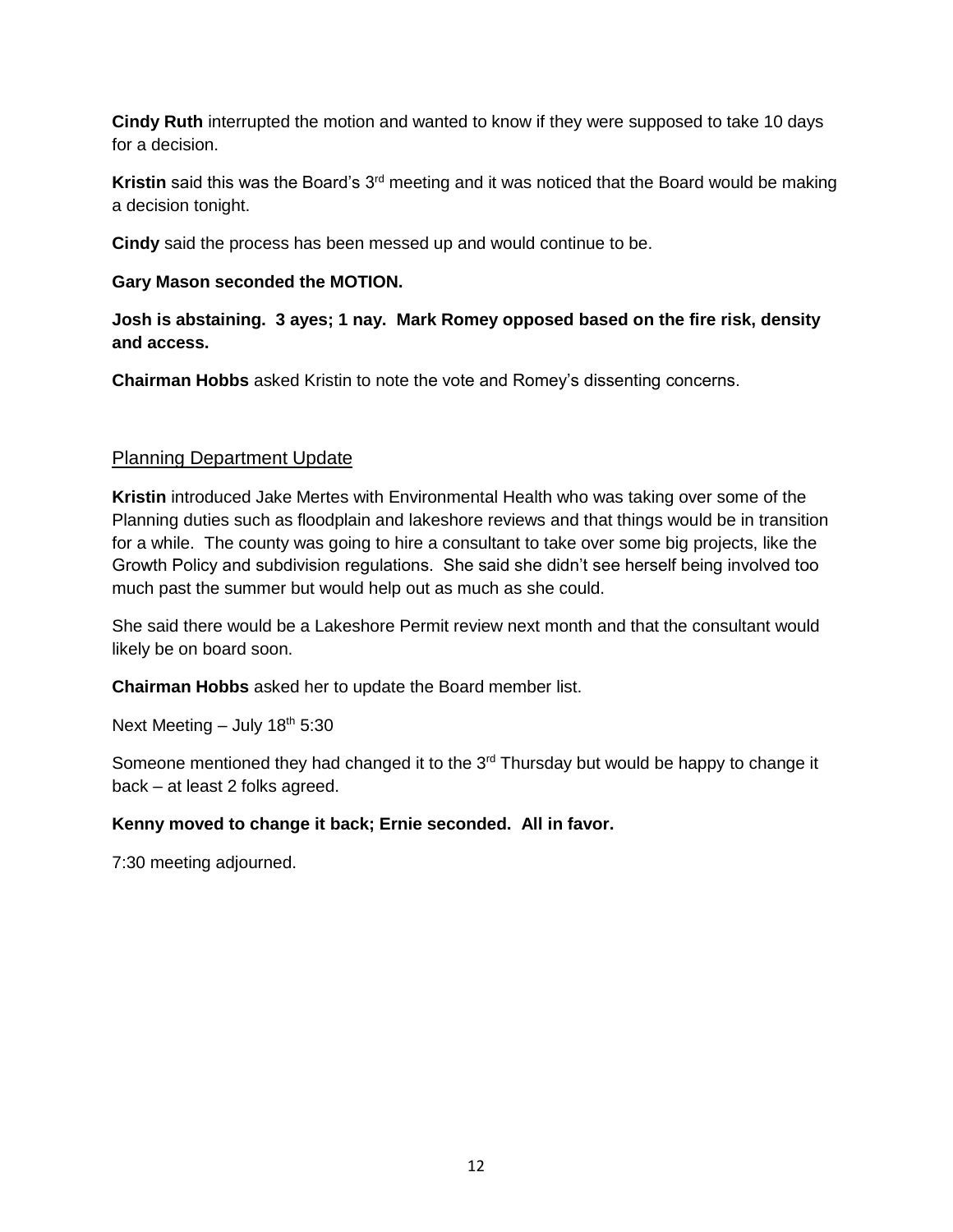**Cindy Ruth** interrupted the motion and wanted to know if they were supposed to take 10 days for a decision.

**Kristin** said this was the Board's 3rd meeting and it was noticed that the Board would be making a decision tonight.

**Cindy** said the process has been messed up and would continue to be.

**Gary Mason seconded the MOTION.**

**Josh is abstaining. 3 ayes; 1 nay. Mark Romey opposed based on the fire risk, density and access.**

**Chairman Hobbs** asked Kristin to note the vote and Romey's dissenting concerns.

## Planning Department Update

**Kristin** introduced Jake Mertes with Environmental Health who was taking over some of the Planning duties such as floodplain and lakeshore reviews and that things would be in transition for a while. The county was going to hire a consultant to take over some big projects, like the Growth Policy and subdivision regulations. She said she didn't see herself being involved too much past the summer but would help out as much as she could.

She said there would be a Lakeshore Permit review next month and that the consultant would likely be on board soon.

**Chairman Hobbs** asked her to update the Board member list.

Next Meeting – July 18th 5:30

Someone mentioned they had changed it to the 3rd Thursday but would be happy to change it back – at least 2 folks agreed.

**Kenny moved to change it back; Ernie seconded. All in favor.**

7:30 meeting adjourned.